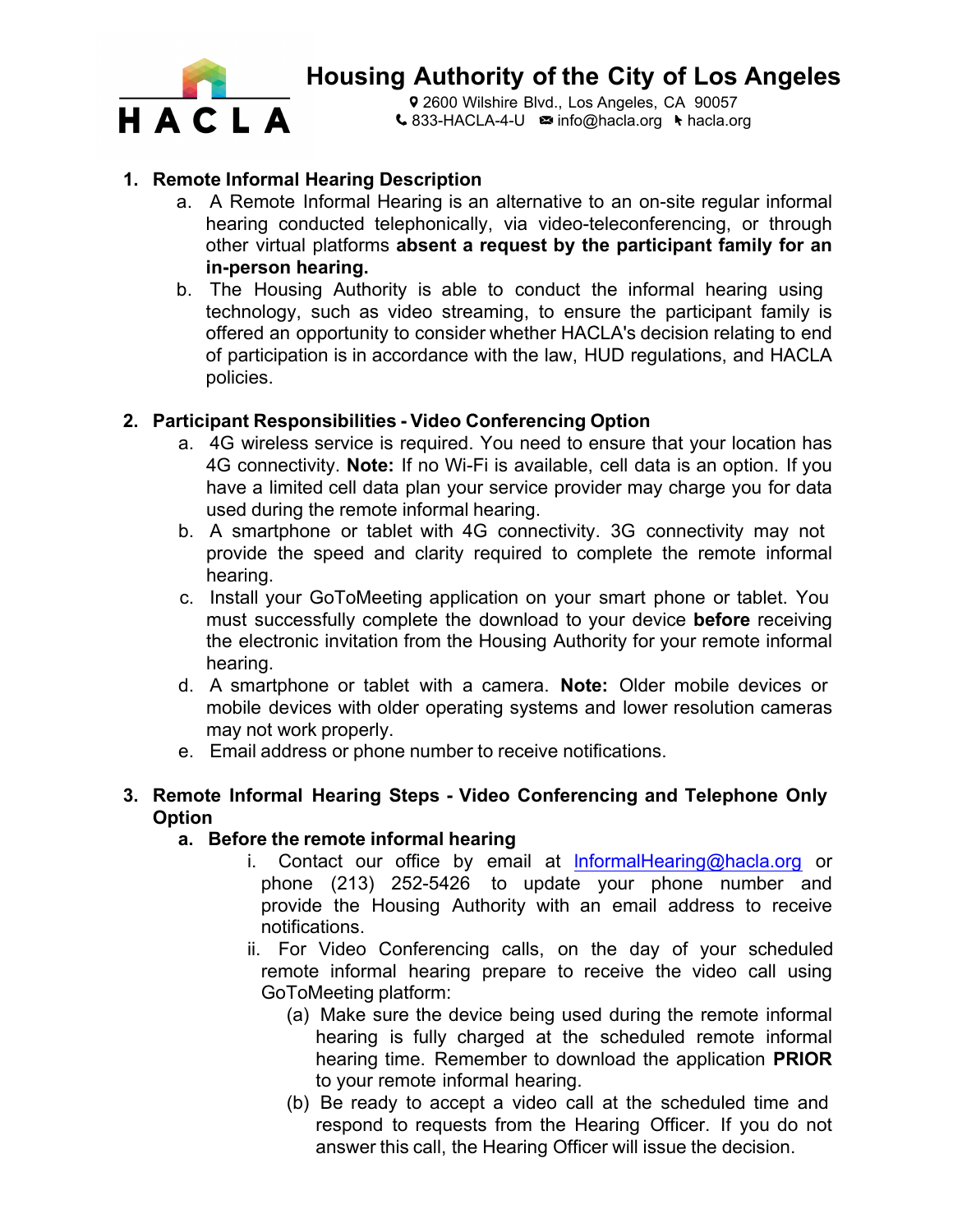# Housing Authority of the City of Los Angeles

2600 Wilshire Blvd., Los Angeles, CA 90057
833-HACLA-4-U info@hacla.org hacla.org

1. **Remote Informal Hearing Description**
   a. A Remote Informal Hearing is an alternative to an on-site regular informal hearing conducted telephonically, via video-teleconferencing, or through other virtual platforms **absent a request by the participant family for an in-person hearing.**
   b. The Housing Authority is able to conduct the informal hearing using technology, such as video streaming, to ensure the participant family is offered an opportunity to consider whether HACLA's decision relating to end of participation is in accordance with the law, HUD regulations, and HACLA policies.

2. **Participant Responsibilities - Video Conferencing Option**
   a. 4G wireless service is required. You need to ensure that your location has 4G connectivity. **Note:** If no Wi-Fi is available, cell data is an option. If you have a limited cell data plan your service provider may charge you for data used during the remote informal hearing.
   b. A smartphone or tablet with 4G connectivity. 3G connectivity may not provide the speed and clarity required to complete the remote informal hearing.
   c. Install your GoToMeeting application on your smart phone or tablet. You must successfully complete the download to your device **before** receiving the electronic invitation from the Housing Authority for your remote informal hearing.
   d. A smartphone or tablet with a camera. **Note:** Older mobile devices or mobile devices with older operating systems and lower resolution cameras may not work properly.
   e. Email address or phone number to receive notifications.

3. **Remote Informal Hearing Steps - Video Conferencing and Telephone Only Option**
   a. **Before the remote informal hearing**
      i. Contact our office by email at InformalHearing@hacla.org or phone (213) 252-5426 to update your phone number and provide the Housing Authority with an email address to receive notifications.
      ii. For Video Conferencing calls, on the day of your scheduled remote informal hearing prepare to receive the video call using GoToMeeting platform:
         (a) Make sure the device being used during the remote informal hearing is fully charged at the scheduled remote informal hearing time. Remember to download the application **PRIOR** to your remote informal hearing.
         (b) Be ready to accept a video call at the scheduled time and respond to requests from the Hearing Officer. If you do not answer this call, the Hearing Officer will issue the decision.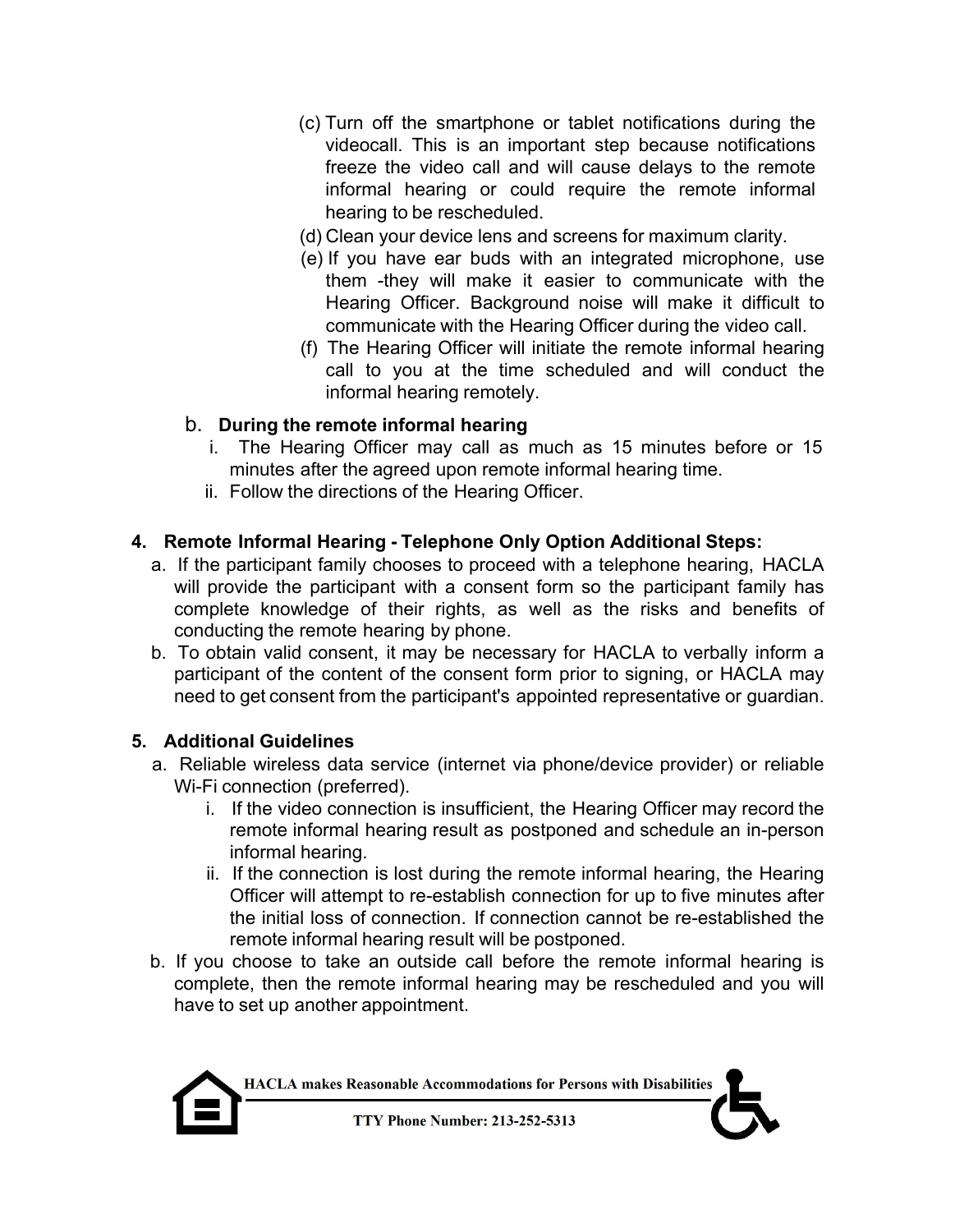(c) Turn off the smartphone or tablet notifications during the videocall. This is an important step because notifications freeze the video call and will cause delays to the remote informal hearing or could require the remote informal hearing to be rescheduled.

(d) Clean your device lens and screens for maximum clarity.

(e) If you have ear buds with an integrated microphone, use them -they will make it easier to communicate with the Hearing Officer. Background noise will make it difficult to communicate with the Hearing Officer during the video call.

(f) The Hearing Officer will initiate the remote informal hearing call to you at the time scheduled and will conduct the informal hearing remotely.

b. **During the remote informal hearing**

   i. The Hearing Officer may call as much as 15 minutes before or 15 minutes after the agreed upon remote informal hearing time.

   ii. Follow the directions of the Hearing Officer.

**4. Remote Informal Hearing - Telephone Only Option Additional Steps:**

a. If the participant family chooses to proceed with a telephone hearing, HACLA will provide the participant with a consent form so the participant family has complete knowledge of their rights, as well as the risks and benefits of conducting the remote hearing by phone.

b. To obtain valid consent, it may be necessary for HACLA to verbally inform a participant of the content of the consent form prior to signing, or HACLA may need to get consent from the participant's appointed representative or guardian.

**5. Additional Guidelines**

a. Reliable wireless data service (internet via phone/device provider) or reliable Wi-Fi connection (preferred).

   i. If the video connection is insufficient, the Hearing Officer may record the remote informal hearing result as postponed and schedule an in-person informal hearing.

   ii. If the connection is lost during the remote informal hearing, the Hearing Officer will attempt to re-establish connection for up to five minutes after the initial loss of connection. If connection cannot be re-established the remote informal hearing result will be postponed.

b. If you choose to take an outside call before the remote informal hearing is complete, then the remote informal hearing may be rescheduled and you will have to set up another appointment.

**HACLA makes Reasonable Accommodations for Persons with Disabilities**

**TTY Phone Number: 213-252-5313**